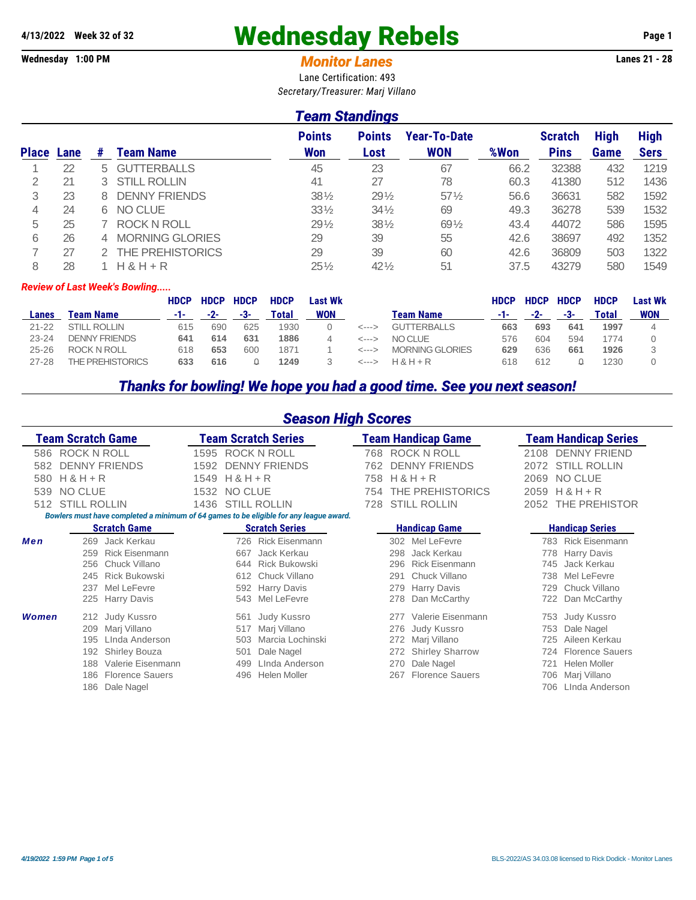**4/13/2022 Week 32 of 32**

# Wednesday Rebels

**Wednesday 1:00 PM**

## *Monitor Lanes*

**Lanes 21 - 28**

Lane Certification: 493

*Secretary/Treasurer: Marj Villano*

## *Team Standings*

| Place | Lane | # | Team Name | Points Won | Points Lost | Year-To-Date WON | %Won | Scratch Pins | High Game | High Sers |
|---|---|---|---|---|---|---|---|---|---|---|
| 1 | 22 | 5 | GUTTERBALLS | 45 | 23 | 67 | 66.2 | 32388 | 432 | 1219 |
| 2 | 21 | 3 | STILL ROLLIN | 41 | 27 | 78 | 60.3 | 41380 | 512 | 1436 |
| 3 | 23 | 8 | DENNY FRIENDS | 38½ | 29½ | 57½ | 56.6 | 36631 | 582 | 1592 |
| 4 | 24 | 6 | NO CLUE | 33½ | 34½ | 69 | 49.3 | 36278 | 539 | 1532 |
| 5 | 25 | 7 | ROCK N ROLL | 29½ | 38½ | 69½ | 43.4 | 44072 | 586 | 1595 |
| 6 | 26 | 4 | MORNING GLORIES | 29 | 39 | 55 | 42.6 | 38697 | 492 | 1352 |
| 7 | 27 | 2 | THE PREHISTORICS | 29 | 39 | 60 | 42.6 | 36809 | 503 | 1322 |
| 8 | 28 | 1 | H & H + R | 25½ | 42½ | 51 | 37.5 | 43279 | 580 | 1549 |

*Review of Last Week's Bowling.....*

| Lanes | Team Name | HDCP -1- | HDCP -2- | HDCP -3- | HDCP Total | Last Wk WON | | Team Name | HDCP -1- | HDCP -2- | HDCP -3- | HDCP Total | Last Wk WON |
|---|---|---|---|---|---|---|---|---|---|---|---|---|---|
| 21-22 | STILL ROLLIN | 615 | 690 | 625 | 1930 | 0 | <---> | GUTTERBALLS | **663** | **693** | **641** | **1997** | 4 |
| 23-24 | DENNY FRIENDS | **641** | **614** | **631** | **1886** | 4 | <---> | NO CLUE | 576 | 604 | 594 | 1774 | 0 |
| 25-26 | ROCK N ROLL | 618 | **653** | 600 | 1871 | 1 | <---> | MORNING GLORIES | **629** | 636 | **661** | **1926** | 3 |
| 27-28 | THE PREHISTORICS | **633** | **616** | 0 | **1249** | 3 | <---> | H & H + R | 618 | 612 | 0 | 1230 | 0 |

## *Thanks for bowling! We hope you had a good time. See you next season!*

## *Season High Scores*

| Team Scratch Game | Team Scratch Series | Team Handicap Game | Team Handicap Series |
|---|---|---|---|
| 586 ROCK N ROLL | 1595 ROCK N ROLL | 768 ROCK N ROLL | 2108 DENNY FRIEND |
| 582 DENNY FRIENDS | 1592 DENNY FRIENDS | 762 DENNY FRIENDS | 2072 STILL ROLLIN |
| 580 H & H + R | 1549 H & H + R | 758 H & H + R | 2069 NO CLUE |
| 539 NO CLUE | 1532 NO CLUE | 754 THE PREHISTORICS | 2059 H & H + R |
| 512 STILL ROLLIN | 1436 STILL ROLLIN | 728 STILL ROLLIN | 2052 THE PREHISTOR |

*Bowlers must have completed a minimum of 64 games to be eligible for any league award.*

| | Scratch Game | Scratch Series | Handicap Game | Handicap Series |
|---|---|---|---|---|
| *Men* | 269 Jack Kerkau | 726 Rick Eisenmann | 302 Mel LeFevre | 783 Rick Eisenmann |
| | 259 Rick Eisenmann | 667 Jack Kerkau | 298 Jack Kerkau | 778 Harry Davis |
| | 256 Chuck Villano | 644 Rick Bukowski | 296 Rick Eisenmann | 745 Jack Kerkau |
| | 245 Rick Bukowski | 612 Chuck Villano | 291 Chuck Villano | 738 Mel LeFevre |
| | 237 Mel LeFevre | 592 Harry Davis | 279 Harry Davis | 729 Chuck Villano |
| | 225 Harry Davis | 543 Mel LeFevre | 278 Dan McCarthy | 722 Dan McCarthy |
| *Women* | 212 Judy Kussro | 561 Judy Kussro | 277 Valerie Eisenmann | 753 Judy Kussro |
| | 209 Marj Villano | 517 Marj Villano | 276 Judy Kussro | 753 Dale Nagel |
| | 195 LInda Anderson | 503 Marcia Lochinski | 272 Marj Villano | 725 Aileen Kerkau |
| | 192 Shirley Bouza | 501 Dale Nagel | 272 Shirley Sharrow | 724 Florence Sauers |
| | 188 Valerie Eisenmann | 499 LInda Anderson | 270 Dale Nagel | 721 Helen Moller |
| | 186 Florence Sauers | 496 Helen Moller | 267 Florence Sauers | 706 Marj Villano |
| | 186 Dale Nagel | | | 706 LInda Anderson |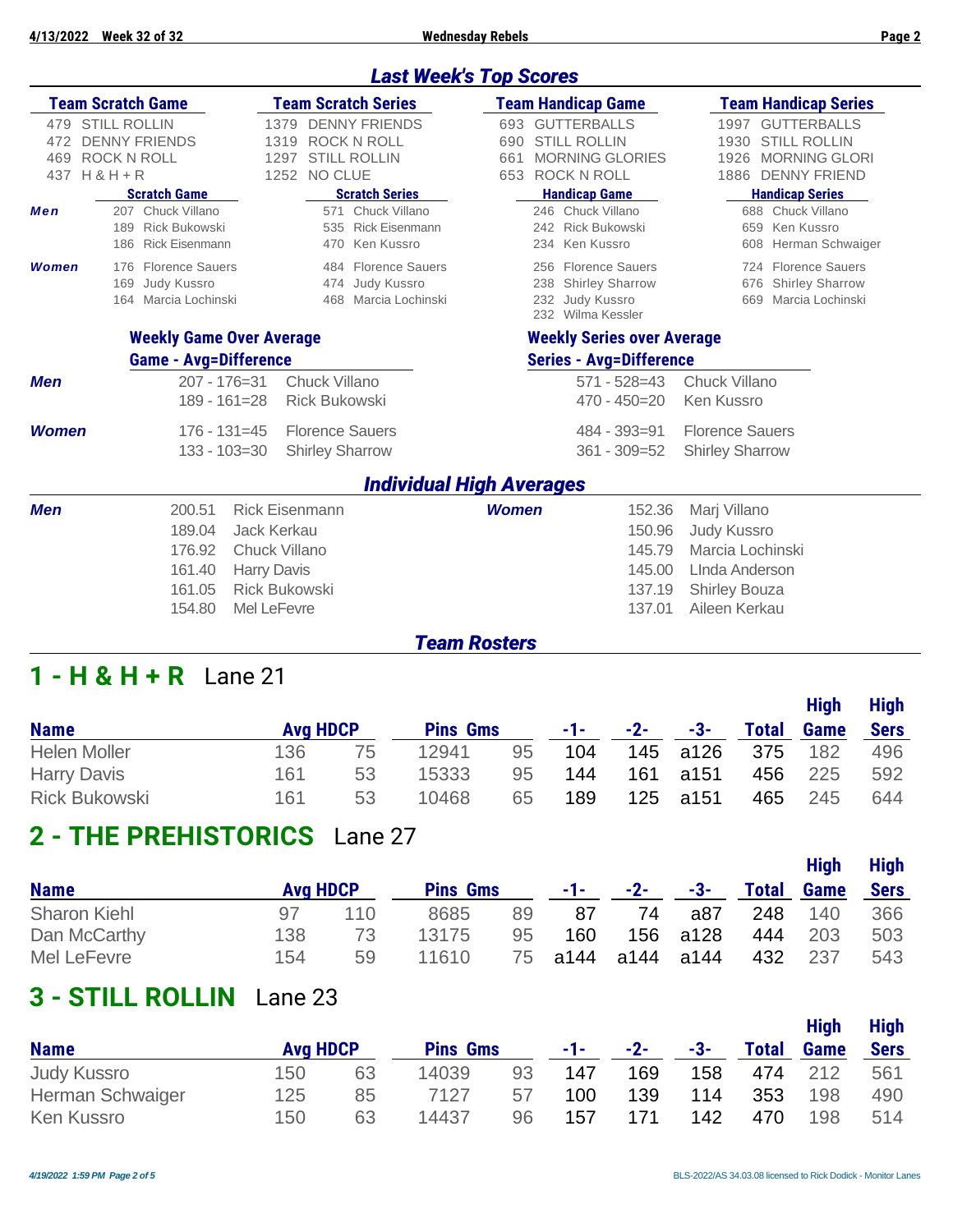## Last Week's Top Scores

| Team Scratch Game | Team Scratch Series | Team Handicap Game | Team Handicap Series |
|---|---|---|---|
| 479 STILL ROLLIN | 1379 DENNY FRIENDS | 693 GUTTERBALLS | 1997 GUTTERBALLS |
| 472 DENNY FRIENDS | 1319 ROCK N ROLL | 690 STILL ROLLIN | 1930 STILL ROLLIN |
| 469 ROCK N ROLL | 1297 STILL ROLLIN | 661 MORNING GLORIES | 1926 MORNING GLORI |
| 437 H & H + R | 1252 NO CLUE | 653 ROCK N ROLL | 1886 DENNY FRIEND |

| | Scratch Game | Scratch Series | Handicap Game | Handicap Series |
|---|---|---|---|---|
| **Men** | 207 Chuck Villano | 571 Chuck Villano | 246 Chuck Villano | 688 Chuck Villano |
| | 189 Rick Bukowski | 535 Rick Eisenmann | 242 Rick Bukowski | 659 Ken Kussro |
| | 186 Rick Eisenmann | 470 Ken Kussro | 234 Ken Kussro | 608 Herman Schwaiger |
| **Women** | 176 Florence Sauers | 484 Florence Sauers | 256 Florence Sauers | 724 Florence Sauers |
| | 169 Judy Kussro | 474 Judy Kussro | 238 Shirley Sharrow | 676 Shirley Sharrow |
| | 164 Marcia Lochinski | 468 Marcia Lochinski | 232 Judy Kussro | 669 Marcia Lochinski |
| | | | 232 Wilma Kessler | |

### Weekly Game Over Average / Weekly Series over Average

| | Game - Avg=Difference | | Series - Avg=Difference | |
|---|---|---|---|---|
| **Men** | 207 - 176=31 | Chuck Villano | 571 - 528=43 | Chuck Villano |
| | 189 - 161=28 | Rick Bukowski | 470 - 450=20 | Ken Kussro |
| **Women** | 176 - 131=45 | Florence Sauers | 484 - 393=91 | Florence Sauers |
| | 133 - 103=30 | Shirley Sharrow | 361 - 309=52 | Shirley Sharrow |

## Individual High Averages

| Men | | Women | |
|---|---|---|---|
| 200.51 | Rick Eisenmann | 152.36 | Marj Villano |
| 189.04 | Jack Kerkau | 150.96 | Judy Kussro |
| 176.92 | Chuck Villano | 145.79 | Marcia Lochinski |
| 161.40 | Harry Davis | 145.00 | LInda Anderson |
| 161.05 | Rick Bukowski | 137.19 | Shirley Bouza |
| 154.80 | Mel LeFevre | 137.01 | Aileen Kerkau |

## Team Rosters

### 1 - H & H + R Lane 21

| Name | Avg | HDCP | Pins | Gms | -1- | -2- | -3- | Total | High Game | High Sers |
|---|---|---|---|---|---|---|---|---|---|---|
| Helen Moller | 136 | 75 | 12941 | 95 | 104 | 145 | a126 | 375 | 182 | 496 |
| Harry Davis | 161 | 53 | 15333 | 95 | 144 | 161 | a151 | 456 | 225 | 592 |
| Rick Bukowski | 161 | 53 | 10468 | 65 | 189 | 125 | a151 | 465 | 245 | 644 |

### 2 - THE PREHISTORICS Lane 27

| Name | Avg | HDCP | Pins | Gms | -1- | -2- | -3- | Total | High Game | High Sers |
|---|---|---|---|---|---|---|---|---|---|---|
| Sharon Kiehl | 97 | 110 | 8685 | 89 | 87 | 74 | a87 | 248 | 140 | 366 |
| Dan McCarthy | 138 | 73 | 13175 | 95 | 160 | 156 | a128 | 444 | 203 | 503 |
| Mel LeFevre | 154 | 59 | 11610 | 75 | a144 | a144 | a144 | 432 | 237 | 543 |

### 3 - STILL ROLLIN Lane 23

| Name | Avg | HDCP | Pins | Gms | -1- | -2- | -3- | Total | High Game | High Sers |
|---|---|---|---|---|---|---|---|---|---|---|
| Judy Kussro | 150 | 63 | 14039 | 93 | 147 | 169 | 158 | 474 | 212 | 561 |
| Herman Schwaiger | 125 | 85 | 7127 | 57 | 100 | 139 | 114 | 353 | 198 | 490 |
| Ken Kussro | 150 | 63 | 14437 | 96 | 157 | 171 | 142 | 470 | 198 | 514 |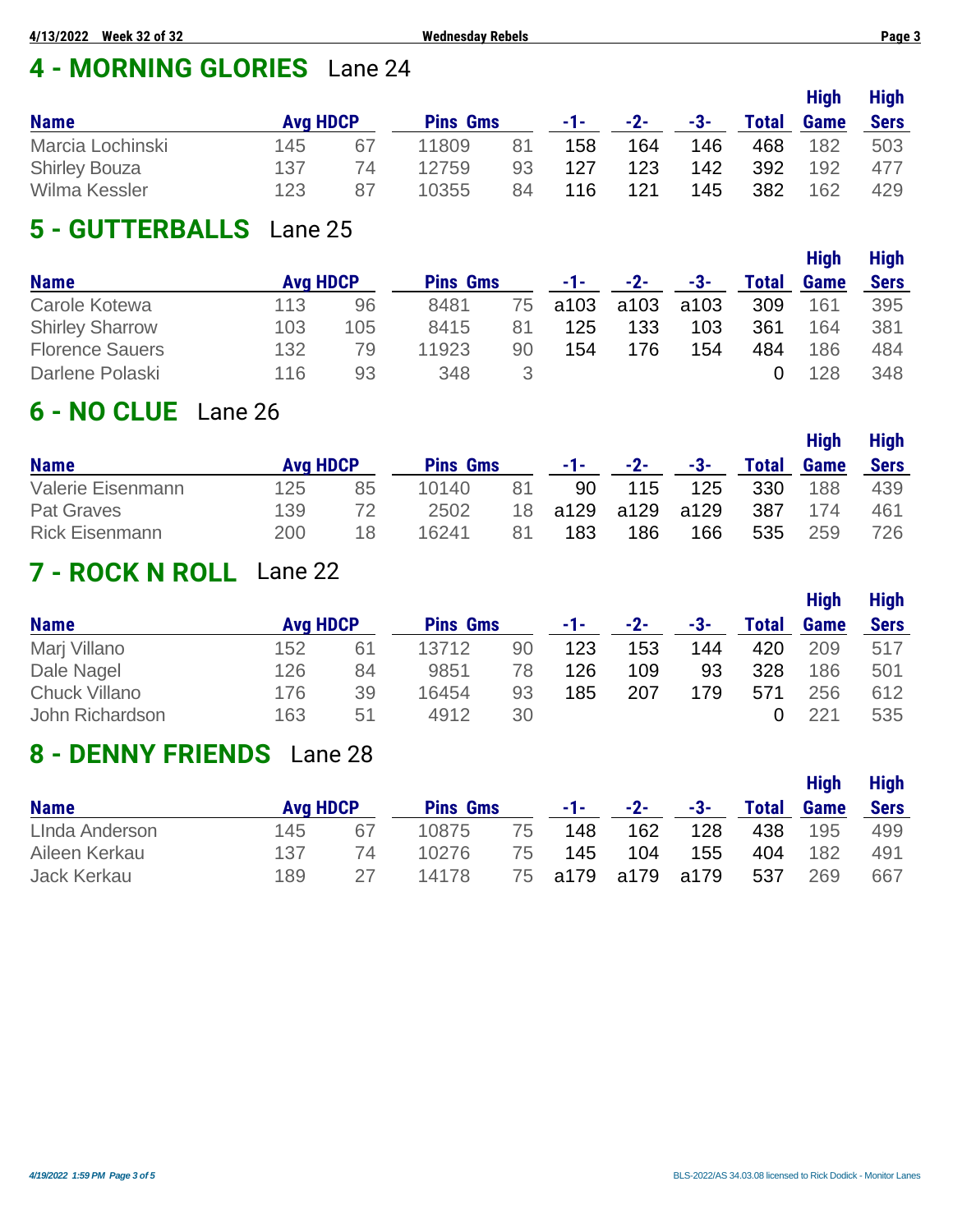## 4 - MORNING GLORIES Lane 24

| Name | Avg | HDCP | Pins | Gms | -1- | -2- | -3- | Total | High Game | High Sers |
|---|---|---|---|---|---|---|---|---|---|---|
| Marcia Lochinski | 145 | 67 | 11809 | 81 | 158 | 164 | 146 | 468 | 182 | 503 |
| Shirley Bouza | 137 | 74 | 12759 | 93 | 127 | 123 | 142 | 392 | 192 | 477 |
| Wilma Kessler | 123 | 87 | 10355 | 84 | 116 | 121 | 145 | 382 | 162 | 429 |

## 5 - GUTTERBALLS Lane 25

| Name | Avg | HDCP | Pins | Gms | -1- | -2- | -3- | Total | High Game | High Sers |
|---|---|---|---|---|---|---|---|---|---|---|
| Carole Kotewa | 113 | 96 | 8481 | 75 | a103 | a103 | a103 | 309 | 161 | 395 |
| Shirley Sharrow | 103 | 105 | 8415 | 81 | 125 | 133 | 103 | 361 | 164 | 381 |
| Florence Sauers | 132 | 79 | 11923 | 90 | 154 | 176 | 154 | 484 | 186 | 484 |
| Darlene Polaski | 116 | 93 | 348 | 3 | | | | 0 | 128 | 348 |

## 6 - NO CLUE Lane 26

| Name | Avg | HDCP | Pins | Gms | -1- | -2- | -3- | Total | High Game | High Sers |
|---|---|---|---|---|---|---|---|---|---|---|
| Valerie Eisenmann | 125 | 85 | 10140 | 81 | 90 | 115 | 125 | 330 | 188 | 439 |
| Pat Graves | 139 | 72 | 2502 | 18 | a129 | a129 | a129 | 387 | 174 | 461 |
| Rick Eisenmann | 200 | 18 | 16241 | 81 | 183 | 186 | 166 | 535 | 259 | 726 |

## 7 - ROCK N ROLL Lane 22

| Name | Avg | HDCP | Pins | Gms | -1- | -2- | -3- | Total | High Game | High Sers |
|---|---|---|---|---|---|---|---|---|---|---|
| Marj Villano | 152 | 61 | 13712 | 90 | 123 | 153 | 144 | 420 | 209 | 517 |
| Dale Nagel | 126 | 84 | 9851 | 78 | 126 | 109 | 93 | 328 | 186 | 501 |
| Chuck Villano | 176 | 39 | 16454 | 93 | 185 | 207 | 179 | 571 | 256 | 612 |
| John Richardson | 163 | 51 | 4912 | 30 | | | | 0 | 221 | 535 |

## 8 - DENNY FRIENDS Lane 28

| Name | Avg | HDCP | Pins | Gms | -1- | -2- | -3- | Total | High Game | High Sers |
|---|---|---|---|---|---|---|---|---|---|---|
| LInda Anderson | 145 | 67 | 10875 | 75 | 148 | 162 | 128 | 438 | 195 | 499 |
| Aileen Kerkau | 137 | 74 | 10276 | 75 | 145 | 104 | 155 | 404 | 182 | 491 |
| Jack Kerkau | 189 | 27 | 14178 | 75 | a179 | a179 | a179 | 537 | 269 | 667 |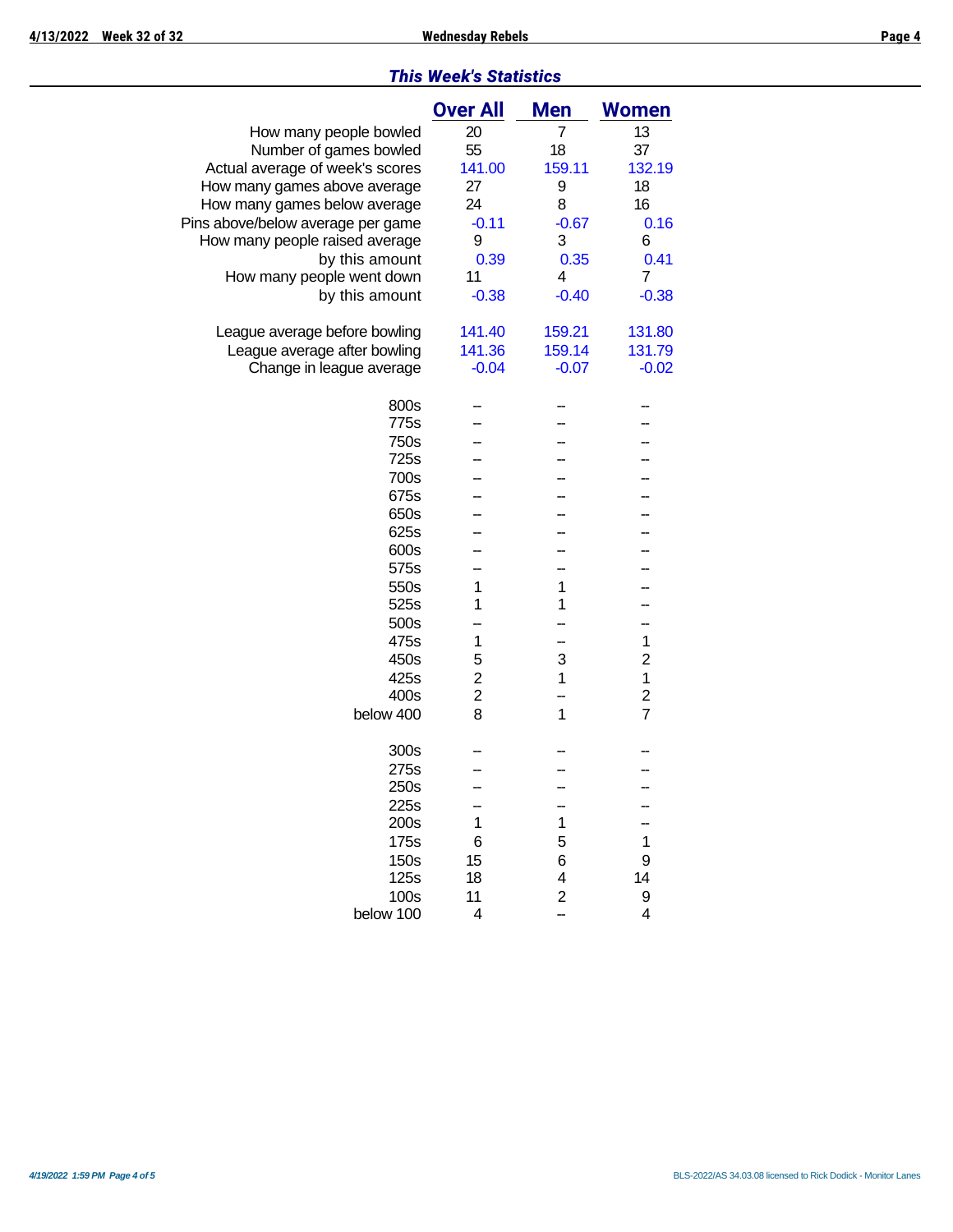## *This Week's Statistics*

| | Over All | Men | Women |
|---|---|---|---|
| How many people bowled | 20 | 7 | 13 |
| Number of games bowled | 55 | 18 | 37 |
| Actual average of week's scores | 141.00 | 159.11 | 132.19 |
| How many games above average | 27 | 9 | 18 |
| How many games below average | 24 | 8 | 16 |
| Pins above/below average per game | -0.11 | -0.67 | 0.16 |
| How many people raised average | 9 | 3 | 6 |
| by this amount | 0.39 | 0.35 | 0.41 |
| How many people went down | 11 | 4 | 7 |
| by this amount | -0.38 | -0.40 | -0.38 |
| | | | |
| League average before bowling | 141.40 | 159.21 | 131.80 |
| League average after bowling | 141.36 | 159.14 | 131.79 |
| Change in league average | -0.04 | -0.07 | -0.02 |
| | | | |
| 800s | -- | -- | -- |
| 775s | -- | -- | -- |
| 750s | -- | -- | -- |
| 725s | -- | -- | -- |
| 700s | -- | -- | -- |
| 675s | -- | -- | -- |
| 650s | -- | -- | -- |
| 625s | -- | -- | -- |
| 600s | -- | -- | -- |
| 575s | -- | -- | -- |
| 550s | 1 | 1 | -- |
| 525s | 1 | 1 | -- |
| 500s | -- | -- | -- |
| 475s | 1 | -- | 1 |
| 450s | 5 | 3 | 2 |
| 425s | 2 | 1 | 1 |
| 400s | 2 | -- | 2 |
| below 400 | 8 | 1 | 7 |
| | | | |
| 300s | -- | -- | -- |
| 275s | -- | -- | -- |
| 250s | -- | -- | -- |
| 225s | -- | -- | -- |
| 200s | 1 | 1 | -- |
| 175s | 6 | 5 | 1 |
| 150s | 15 | 6 | 9 |
| 125s | 18 | 4 | 14 |
| 100s | 11 | 2 | 9 |
| below 100 | 4 | -- | 4 |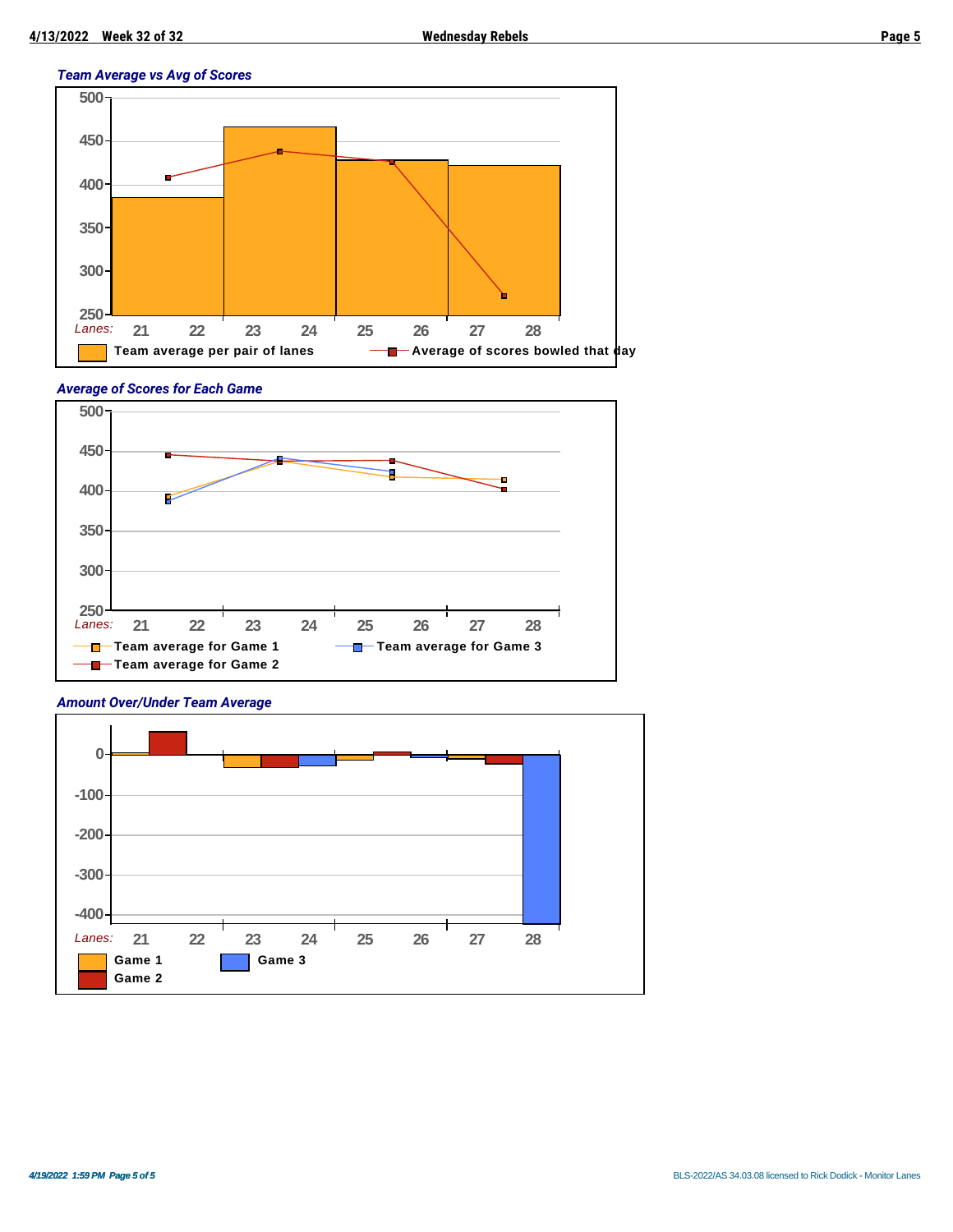### Team Average vs Avg of Scores

500
450
400
350
300
250

Lanes: 21 22 23 24 25 26 27 28

Team average per pair of lanes

Average of scores bowled that day

### Average of Scores for Each Game

500
450
400
350
300
250

Lanes: 21 22 23 24 25 26 27 28

Team average for Game 1

Team average for Game 3

Team average for Game 2

### Amount Over/Under Team Average

0
-100
-200
-300
-400

Lanes: 21 22 23 24 25 26 27 28

Game 1

Game 3

Game 2